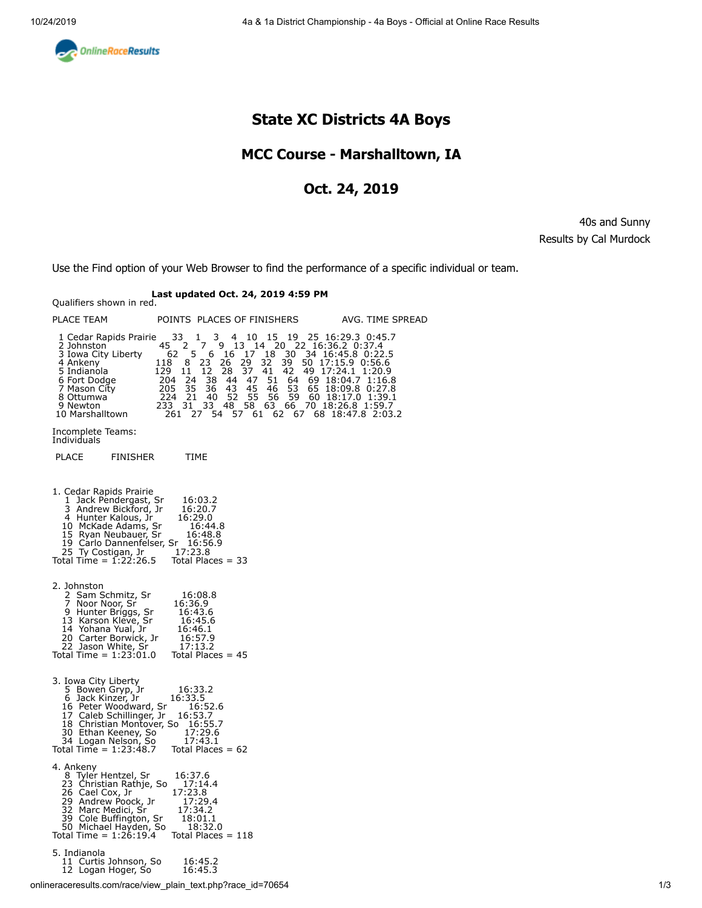# State XC Districts 4A Boys

## MCC Course - Marshalltown, IA

## Oct. 24, 2019

40s and Sunny
Results by Cal Murdock

Use the Find option of your Web Browser to find the performance of a specific individual or team.

**Last updated Oct. 24, 2019 4:59 PM**

Qualifiers shown in red.

```
PLACE TEAM              POINTS  PLACES OF FINISHERS           AVG. TIME SPREAD

 1 Cedar Rapids Prairie    33    1   3   4  10  15  19  25 16:29.3 0:45.7
 2 Johnston              45    2   7   9  13  14  20  22 16:36.2 0:37.4
 3 Iowa City Liberty      62    5   6  16  17  18  30  34 16:45.8 0:22.5
 4 Ankeny               118    8  23  26  29  32  39  50 17:15.9 0:56.6
 5 Indianola            129   11  12  28  37  41  42  49 17:24.1 1:20.9
 6 Fort Dodge            204  24  38  44  47  51  64  69 18:04.7 1:16.8
 7 Mason City            205  35  36  43  45  46  53  65 18:09.8 0:27.8
 8 Ottumwa               224  21  40  52  55  56  59  60 18:17.0 1:39.1
 9 Newton               233  31  33  48  58  63  66  70 18:26.8 1:59.7
10 Marshalltown           261  27  54  57  61  62  67  68 18:47.8 2:03.2

Incomplete Teams:
Individuals

 PLACE        FINISHER         TIME


1. Cedar Rapids Prairie
   1  Jack Pendergast, Sr      16:03.2
   3  Andrew Bickford, Jr      16:20.7
   4  Hunter Kalous, Jr       16:29.0
   10  McKade Adams, Sr          16:44.8
   15  Ryan Neubauer, Sr       16:48.8
   19  Carlo Dannenfelser, Sr  16:56.9
   25  Ty Costigan, Jr        17:23.8
Total Time = 1:22:26.5     Total Places = 33


2. Johnston
   2  Sam Schmitz, Sr          16:08.8
   7  Noor Noor, Sr           16:36.9
   9  Hunter Briggs, Sr        16:43.6
   13  Karson Kleve, Sr        16:45.6
   14  Yohana Yual, Jr        16:46.1
   20  Carter Borwick, Jr      16:57.9
   22  Jason White, Sr         17:13.2
Total Time = 1:23:01.0     Total Places = 45


3. Iowa City Liberty
   5  Bowen Gryp, Jr          16:33.2
   6  Jack Kinzer, Jr       16:33.5
   16  Peter Woodward, Sr        16:52.6
   17  Caleb Schillinger, Jr   16:53.7
   18  Christian Montover, So  16:55.7
   30  Ethan Keeney, So          17:29.6
   34  Logan Nelson, So        17:43.1
Total Time = 1:23:48.7     Total Places = 62

4. Ankeny
   8  Tyler Hentzel, Sr       16:37.6
   23  Christian Rathje, So     17:14.4
   26  Cael Cox, Jr          17:23.8
   29  Andrew Poock, Jr         17:29.4
   32  Marc Medici, Sr        17:34.2
   39  Cole Buffington, Sr      18:01.1
   50  Michael Hayden, So       18:32.0
Total Time = 1:26:19.4     Total Places = 118

5. Indianola
   11  Curtis Johnson, So       16:45.2
   12  Logan Hoger, So          16:45.3
```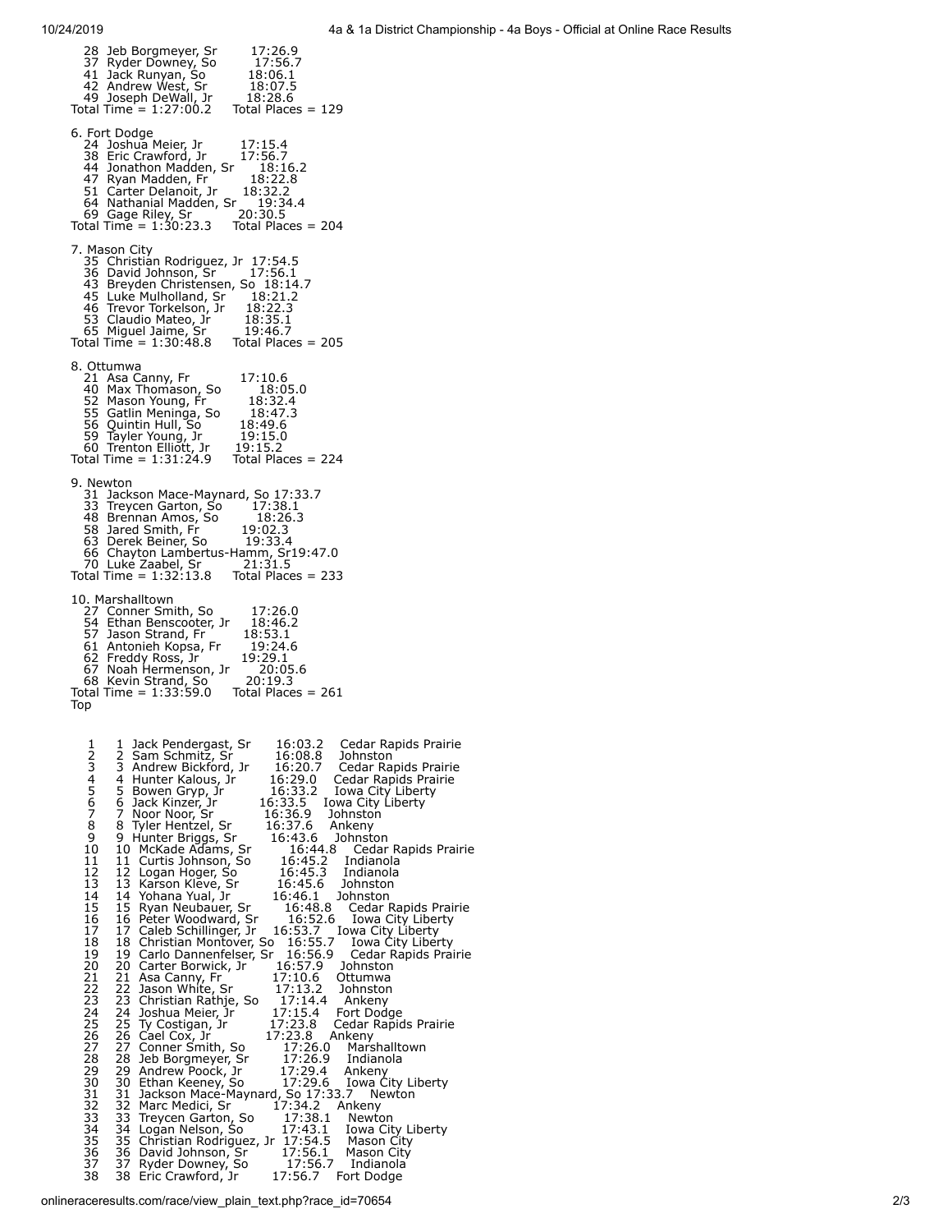```
   28  Jeb Borgmeyer, Sr        17:26.9
   37  Ryder Downey, So         17:56.7
   41  Jack Runyan, So          18:06.1
   42  Andrew West, Sr          18:07.5
   49  Joseph DeWall, Jr        18:28.6
Total Time = 1:27:00.2    Total Places = 129

6. Fort Dodge
   24  Joshua Meier, Jr         17:15.4
   38  Eric Crawford, Jr        17:56.7
   44  Jonathon Madden, Sr      18:16.2
   47  Ryan Madden, Fr          18:22.8
   51  Carter Delanoit, Jr      18:32.2
   64  Nathanial Madden, Sr     19:34.4
   69  Gage Riley, Sr           20:30.5
Total Time = 1:30:23.3    Total Places = 204

7. Mason City
   35  Christian Rodriguez, Jr  17:54.5
   36  David Johnson, Sr        17:56.1
   43  Breyden Christensen, So  18:14.7
   45  Luke Mulholland, Sr      18:21.2
   46  Trevor Torkelson, Jr     18:22.3
   53  Claudio Mateo, Jr        18:35.1
   65  Miguel Jaime, Sr         19:46.7
Total Time = 1:30:48.8    Total Places = 205

8. Ottumwa
   21  Asa Canny, Fr            17:10.6
   40  Max Thomason, So         18:05.0
   52  Mason Young, Fr          18:32.4
   55  Gatlin Meninga, So       18:47.3
   56  Quintin Hull, So         18:49.6
   59  Tayler Young, Jr         19:15.0
   60  Trenton Elliott, Jr      19:15.2
Total Time = 1:31:24.9    Total Places = 224

9. Newton
   31  Jackson Mace-Maynard, So 17:33.7
   33  Treycen Garton, So       17:38.1
   48  Brennan Amos, So         18:26.3
   58  Jared Smith, Fr          19:02.3
   63  Derek Beiner, So         19:33.4
   66  Chayton Lambertus-Hamm, Sr19:47.0
   70  Luke Zaabel, Sr          21:31.5
Total Time = 1:32:13.8    Total Places = 233

10. Marshalltown
   27  Conner Smith, So         17:26.0
   54  Ethan Benscooter, Jr     18:46.2
   57  Jason Strand, Fr         18:53.1
   61  Antonieh Kopsa, Fr       19:24.6
   62  Freddy Ross, Jr          19:29.1
   67  Noah Hermenson, Jr       20:05.6
   68  Kevin Strand, So         20:19.3
Total Time = 1:33:59.0    Total Places = 261
Top


   1    1  Jack Pendergast, Sr      16:03.2    Cedar Rapids Prairie
   2    2  Sam Schmitz, Sr          16:08.8    Johnston
   3    3  Andrew Bickford, Jr      16:20.7    Cedar Rapids Prairie
   4    4  Hunter Kalous, Jr        16:29.0    Cedar Rapids Prairie
   5    5  Bowen Gryp, Jr           16:33.2    Iowa City Liberty
   6    6  Jack Kinzer, Jr          16:33.5    Iowa City Liberty
   7    7  Noor Noor, Sr            16:36.9    Johnston
   8    8  Tyler Hentzel, Sr        16:37.6    Ankeny
   9    9  Hunter Briggs, Sr        16:43.6    Johnston
  10   10  McKade Adams, Sr         16:44.8    Cedar Rapids Prairie
  11   11  Curtis Johnson, So       16:45.2    Indianola
  12   12  Logan Hoger, So          16:45.3    Indianola
  13   13  Karson Kleve, Sr         16:45.6    Johnston
  14   14  Yohana Yual, Jr          16:46.1    Johnston
  15   15  Ryan Neubauer, Sr        16:48.8    Cedar Rapids Prairie
  16   16  Peter Woodward, Sr       16:52.6    Iowa City Liberty
  17   17  Caleb Schillinger, Jr    16:53.7    Iowa City Liberty
  18   18  Christian Montover, So   16:55.7    Iowa City Liberty
  19   19  Carlo Dannenfelser, Sr   16:56.9    Cedar Rapids Prairie
  20   20  Carter Borwick, Jr       16:57.9    Johnston
  21   21  Asa Canny, Fr            17:10.6    Ottumwa
  22   22  Jason White, Sr          17:13.2    Johnston
  23   23  Christian Rathje, So     17:14.4    Ankeny
  24   24  Joshua Meier, Jr         17:15.4    Fort Dodge
  25   25  Ty Costigan, Jr          17:23.8    Cedar Rapids Prairie
  26   26  Cael Cox, Jr             17:23.8    Ankeny
  27   27  Conner Smith, So         17:26.0    Marshalltown
  28   28  Jeb Borgmeyer, Sr        17:26.9    Indianola
  29   29  Andrew Poock, Jr         17:29.4    Ankeny
  30   30  Ethan Keeney, So         17:29.6    Iowa City Liberty
  31   31  Jackson Mace-Maynard, So 17:33.7    Newton
  32   32  Marc Medici, Sr          17:34.2    Ankeny
  33   33  Treycen Garton, So       17:38.1    Newton
  34   34  Logan Nelson, So         17:43.1    Iowa City Liberty
  35   35  Christian Rodriguez, Jr  17:54.5    Mason City
  36   36  David Johnson, Sr        17:56.1    Mason City
  37   37  Ryder Downey, So         17:56.7    Indianola
  38   38  Eric Crawford, Jr        17:56.7    Fort Dodge
```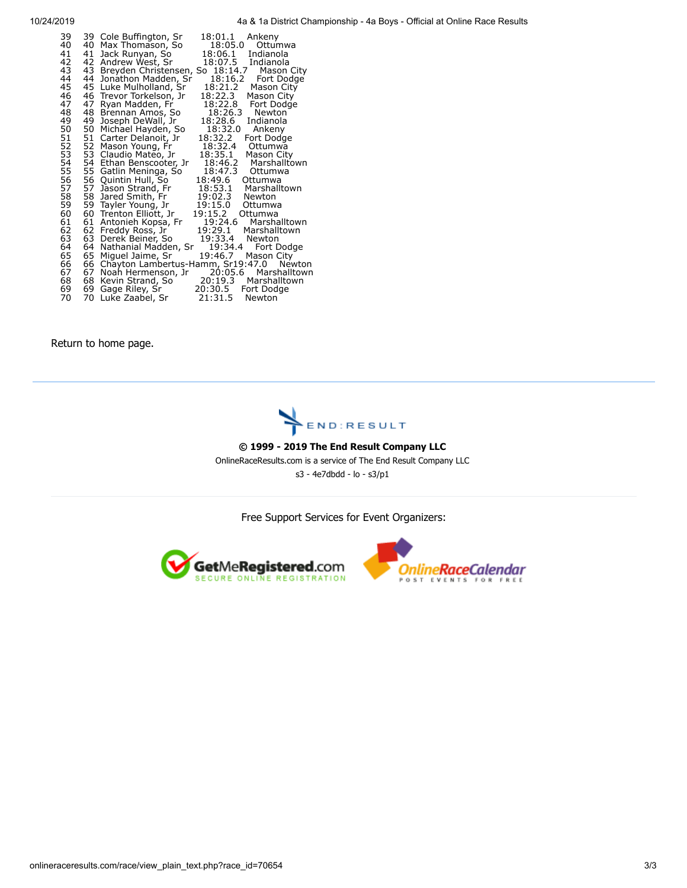```
39   39  Cole Buffington, Sr      18:01.1   Ankeny
40   40  Max Thomason, So           18:05.0   Ottumwa
41   41  Jack Runyan, So          18:06.1   Indianola
42   42  Andrew West, Sr          18:07.5   Indianola
43   43  Breyden Christensen, So  18:14.7   Mason City
44   44  Jonathon Madden, Sr        18:16.2   Fort Dodge
45   45  Luke Mulholland, Sr       18:21.2   Mason City
46   46  Trevor Torkelson, Jr     18:22.3   Mason City
47   47  Ryan Madden, Fr           18:22.8   Fort Dodge
48   48  Brennan Amos, So           18:26.3   Newton
49   49  Joseph DeWall, Jr        18:28.6   Indianola
50   50  Michael Hayden, So        18:32.0   Ankeny
51   51  Carter Delanoit, Jr     18:32.2   Fort Dodge
52   52  Mason Young, Fr          18:32.4   Ottumwa
53   53  Claudio Mateo, Jr        18:35.1   Mason City
54   54  Ethan Benscooter, Jr      18:46.2   Marshalltown
55   55  Gatlin Meninga, So        18:47.3   Ottumwa
56   56  Quintin Hull, So        18:49.6   Ottumwa
57   57  Jason Strand, Fr         18:53.1   Marshalltown
58   58  Jared Smith, Fr         19:02.3   Newton
59   59  Tayler Young, Jr        19:15.0   Ottumwa
60   60  Trenton Elliott, Jr    19:15.2   Ottumwa
61   61  Antonieh Kopsa, Fr        19:24.6   Marshalltown
62   62  Freddy Ross, Jr         19:29.1   Marshalltown
63   63  Derek Beiner, So         19:33.4   Newton
64   64  Nathanial Madden, Sr      19:34.4   Fort Dodge
65   65  Miguel Jaime, Sr         19:46.7   Mason City
66   66  Chayton Lambertus-Hamm, Sr19:47.0   Newton
67   67  Noah Hermenson, Jr        20:05.6   Marshalltown
68   68  Kevin Strand, So         20:19.3   Marshalltown
69   69  Gage Riley, Sr          20:30.5   Fort Dodge
70   70  Luke Zaabel, Sr          21:31.5   Newton
```

Return to home page.

END:RESULT

**© 1999 - 2019 The End Result Company LLC**

OnlineRaceResults.com is a service of The End Result Company LLC

s3 - 4e7dbdd - lo - s3/p1

Free Support Services for Event Organizers:

GetMeRegistered.com SECURE ONLINE REGISTRATION

OnlineRaceCalendar POST EVENTS FOR FREE